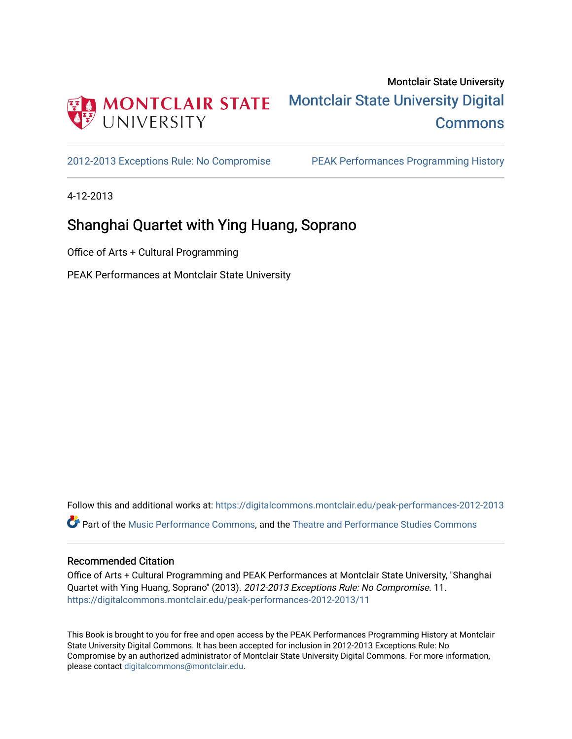Montclair State University

Montclair State University Digital Commons

2012-2013 Exceptions Rule: No Compromise | PEAK Performances Programming History

4-12-2013

# Shanghai Quartet with Ying Huang, Soprano

Office of Arts + Cultural Programming

PEAK Performances at Montclair State University

Follow this and additional works at: https://digitalcommons.montclair.edu/peak-performances-2012-2013

Part of the Music Performance Commons, and the Theatre and Performance Studies Commons

### Recommended Citation

Office of Arts + Cultural Programming and PEAK Performances at Montclair State University, "Shanghai Quartet with Ying Huang, Soprano" (2013). *2012-2013 Exceptions Rule: No Compromise*. 11.
https://digitalcommons.montclair.edu/peak-performances-2012-2013/11

This Book is brought to you for free and open access by the PEAK Performances Programming History at Montclair State University Digital Commons. It has been accepted for inclusion in 2012-2013 Exceptions Rule: No Compromise by an authorized administrator of Montclair State University Digital Commons. For more information, please contact digitalcommons@montclair.edu.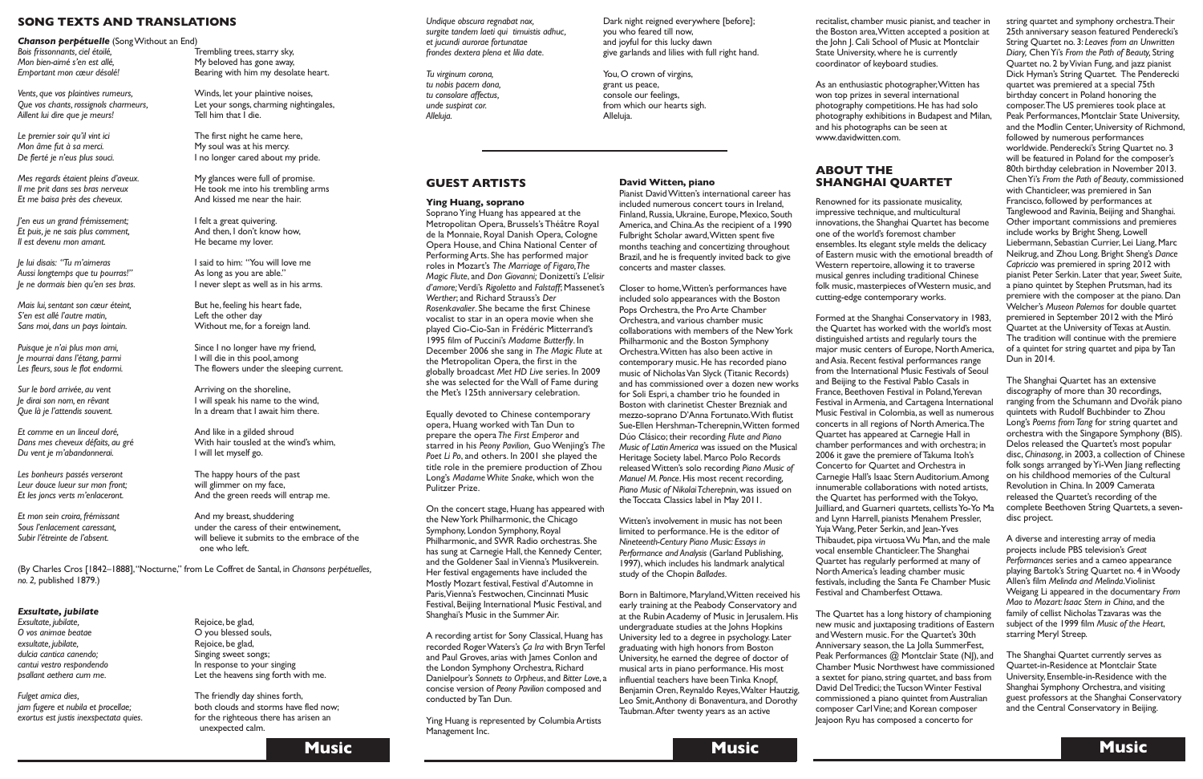## SONG TEXTS AND TRANSLATIONS

### *Chanson perpétuelle* (Song Without an End)

| | |
|---|---|
| *Bois frissonnants, ciel étoilé,* | Trembling trees, starry sky, |
| *Mon bien-aimé s'en est allé,* | My beloved has gone away, |
| *Emportant mon cœur désolé!* | Bearing with him my desolate heart. |
| *Vents, que vos plaintives rumeurs,* | Winds, let your plaintive noises, |
| *Que vos chants, rossignols charmeurs,* | Let your songs, charming nightingales, |
| *Aillent lui dire que je meurs!* | Tell him that I die. |
| *Le premier soir qu'il vint ici* | The first night he came here, |
| *Mon âme fut à sa merci.* | My soul was at his mercy. |
| *De fierté je n'eus plus souci.* | I no longer cared about my pride. |
| *Mes regards étaient pleins d'aveux.* | My glances were full of promise. |
| *Il me prit dans ses bras nerveux* | He took me into his trembling arms |
| *Et me baisa près des cheveux.* | And kissed me near the hair. |
| *J'en eus un grand frémissement;* | I felt a great quivering. |
| *Et puis, je ne sais plus comment,* | And then, I don't know how, |
| *Il est devenu mon amant.* | He became my lover. |
| *Je lui disais: "Tu m'aimeras* | I said to him: "You will love me |
| *Aussi longtemps que tu pourras!"* | As long as you are able." |
| *Je ne dormais bien qu'en ses bras.* | I never slept as well as in his arms. |
| *Mais lui, sentant son cœur éteint,* | But he, feeling his heart fade, |
| *S'en est allé l'autre matin,* | Left the other day |
| *Sans moi, dans un pays lointain.* | Without me, for a foreign land. |
| *Puisque je n'ai plus mon ami,* | Since I no longer have my friend, |
| *Je mourrai dans l'étang, parmi* | I will die in this pool, among |
| *Les fleurs, sous le flot endormi.* | The flowers under the sleeping current. |
| *Sur le bord arrivée, au vent* | Arriving on the shoreline, |
| *Je dirai son nom, en rêvant* | I will speak his name to the wind, |
| *Que là je l'attendis souvent.* | In a dream that I await him there. |
| *Et comme en un linceul doré,* | And like in a gilded shroud |
| *Dans mes cheveux défaits, au gré* | With hair tousled at the wind's whim, |
| *Du vent je m'abandonnerai.* | I will let myself go. |
| *Les bonheurs passés verseront* | The happy hours of the past |
| *Leur douce lueur sur mon front;* | will glimmer on my face, |
| *Et les joncs verts m'enlaceront.* | And the green reeds will entrap me. |
| *Et mon sein croira, frémissant* | And my breast, shuddering |
| *Sous l'enlacement caressant,* | under the caress of their entwinement, |
| *Subir l'étreinte de l'absent.* | will believe it submits to the embrace of the one who left. |

(By Charles Cros [1842–1888], "Nocturne," from Le Coffret de Santal, in *Chansons perpétuelles, no. 2,* published 1879.)

### *Exsultate, jubilate*

| | |
|---|---|
| *Exsultate, jubilate,* | Rejoice, be glad, |
| *O vos animae beatae* | O you blessed souls, |
| *exsultate, jubilate,* | Rejoice, be glad, |
| *dulcia cantica canendo;* | Singing sweet songs; |
| *cantui vestro respondendo* | In response to your singing |
| *psallant aethera cum me.* | Let the heavens sing forth with me. |
| *Fulget amica dies,* | The friendly day shines forth, |
| *jam fugere et nubila et procellae;* | both clouds and storms have fled now; |
| *exortus est justis inexspectata quies.* | for the righteous there has arisen an unexpected calm. |
| *Undique obscura regnabat nox,* | Dark night reigned everywhere [before]; |
| *surgite tandem laeti qui timuistis adhuc,* | you who feared till now, |
| *et jucundi aurorae fortunatae* | and joyful for this lucky dawn |
| *frondes dextera plena et lilia date.* | give garlands and lilies with full right hand. |
| *Tu virginum corona,* | You, O crown of virgins, |
| *tu nobis pacem dona,* | grant us peace, |
| *tu consolare affectus,* | console our feelings, |
| *unde suspirat cor.* | from which our hearts sigh. |
| *Alleluja.* | Alleluja. |

## GUEST ARTISTS

### Ying Huang, soprano

Soprano Ying Huang has appeared at the Metropolitan Opera, Brussels's Théâtre Royal de la Monnaie, Royal Danish Opera, Cologne Opera House, and China National Center of Performing Arts. She has performed major roles in Mozart's *The Marriage of Figaro, The Magic Flute*, and *Don Giovanni;* Donizetti's *L'elisir d'amore;* Verdi's *Rigoletto* and *Falstaff;* Massenet's *Werther;* and Richard Strauss's *Der Rosenkavalier*. She became the first Chinese vocalist to star in an opera movie when she played Cio-Cio-San in Frédéric Mitterrand's 1995 film of Puccini's *Madame Butterfly*. In December 2006 she sang in *The Magic Flute* at the Metropolitan Opera, the first in the globally broadcast *Met HD Live* series. In 2009 she was selected for the Wall of Fame during the Met's 125th anniversary celebration.

Equally devoted to Chinese contemporary opera, Huang worked with Tan Dun to prepare the opera *The First Emperor* and starred in his *Peony Pavilion*, Guo Wenjing's *The Poet Li Po*, and others. In 2001 she played the title role in the premiere production of Zhou Long's *Madame White Snake*, which won the Pulitzer Prize.

On the concert stage, Huang has appeared with the New York Philharmonic, the Chicago Symphony, London Symphony, Royal Philharmonic, and SWR Radio orchestras. She has sung at Carnegie Hall, the Kennedy Center, and the Goldener Saal in Vienna's Musikverein. Her festival engagements have included the Mostly Mozart festival, Festival d'Automne in Paris, Vienna's Festwochen, Cincinnati Music Festival, Beijing International Music Festival, and Shanghai's Music in the Summer Air.

A recording artist for Sony Classical, Huang has recorded Roger Waters's *Ça Ira* with Bryn Terfel and Paul Groves, arias with James Conlon and the London Symphony Orchestra, Richard Danielpour's *Sonnets to Orpheus*, and *Bitter Love*, a concise version of *Peony Pavilion* composed and conducted by Tan Dun.

Ying Huang is represented by Columbia Artists Management Inc.

### David Witten, piano

Pianist David Witten's international career has included numerous concert tours in Ireland, Finland, Russia, Ukraine, Europe, Mexico, South America, and China. As the recipient of a 1990 Fulbright Scholar award, Witten spent five months teaching and concertizing throughout Brazil, and he is frequently invited back to give concerts and master classes.

Closer to home, Witten's performances have included solo appearances with the Boston Pops Orchestra, the Pro Arte Chamber Orchestra, and various chamber music collaborations with members of the New York Philharmonic and the Boston Symphony Orchestra. Witten has also been active in contemporary music. He has recorded piano music of Nicholas Van Slyck (Titanic Records) and has commissioned over a dozen new works for Soli Espri, a chamber trio he founded in Boston with clarinetist Chester Brezniak and mezzo-soprano D'Anna Fortunato. With flutist Sue-Ellen Hershman-Tcherepnin, Witten formed Dúo Clásico; their recording *Flute and Piano Music of Latin America* was issued on the Musical Heritage Society label. Marco Polo Records released Witten's solo recording *Piano Music of Manuel M. Ponce*. His most recent recording, *Piano Music of Nikolai Tcherepnin*, was issued on the Toccata Classics label in May 2011.

Witten's involvement in music has not been limited to performance. He is the editor of *Nineteenth-Century Piano Music: Essays in Performance and Analysis* (Garland Publishing, 1997), which includes his landmark analytical study of the Chopin *Ballades*.

Born in Baltimore, Maryland, Witten received his early training at the Peabody Conservatory and at the Rubin Academy of Music in Jerusalem. His undergraduate studies at the Johns Hopkins University led to a degree in psychology. Later graduating with high honors from Boston University, he earned the degree of doctor of musical arts in piano performance. His most influential teachers have been Tinka Knopf, Benjamin Oren, Reynaldo Reyes, Walter Hautzig, Leo Smit, Anthony di Bonaventura, and Dorothy Taubman. After twenty years as an active recitalist, chamber music pianist, and teacher in the Boston area, Witten accepted a position at the John J. Cali School of Music at Montclair State University, where he is currently coordinator of keyboard studies.

As an enthusiastic photographer, Witten has won top prizes in several international photography competitions. He has had solo photography exhibitions in Budapest and Milan, and his photographs can be seen at www.davidwitten.com.

## ABOUT THE SHANGHAI QUARTET

Renowned for its passionate musicality, impressive technique, and multicultural innovations, the Shanghai Quartet has become one of the world's foremost chamber ensembles. Its elegant style melds the delicacy of Eastern music with the emotional breadth of Western repertoire, allowing it to traverse musical genres including traditional Chinese folk music, masterpieces of Western music, and cutting-edge contemporary works.

Formed at the Shanghai Conservatory in 1983, the Quartet has worked with the world's most distinguished artists and regularly tours the major music centers of Europe, North America, and Asia. Recent festival performances range from the International Music Festivals of Seoul and Beijing to the Festival Pablo Casals in France, Beethoven Festival in Poland, Yerevan Festival in Armenia, and Cartagena International Music Festival in Colombia, as well as numerous concerts in all regions of North America. The Quartet has appeared at Carnegie Hall in chamber performances and with orchestra; in 2006 it gave the premiere of Takuma Itoh's Concerto for Quartet and Orchestra in Carnegie Hall's Isaac Stern Auditorium. Among innumerable collaborations with noted artists, the Quartet has performed with the Tokyo, Juilliard, and Guarneri quartets, cellists Yo-Yo Ma and Lynn Harrell, pianists Menahem Pressler, Yuja Wang, Peter Serkin, and Jean-Yves Thibaudet, pipa virtuosa Wu Man, and the male vocal ensemble Chanticleer. The Shanghai Quartet has regularly performed at many of North America's leading chamber music festivals, including the Santa Fe Chamber Music Festival and Chamberfest Ottawa.

The Quartet has a long history of championing new music and juxtaposing traditions of Eastern and Western music. For the Quartet's 30th Anniversary season, the La Jolla SummerFest, Peak Performances @ Montclair State (NJ), and Chamber Music Northwest have commissioned a sextet for piano, string quartet, and bass from David Del Tredici; the Tucson Winter Festival commissioned a piano quintet from Australian composer Carl Vine; and Korean composer Jeajoon Ryu has composed a concerto for string quartet and symphony orchestra. Their 25th anniversary season featured Penderecki's String Quartet no. 3: *Leaves from an Unwritten Diary*, Chen Yi's *From the Path of Beauty*, String Quartet no. 2 by Vivian Fung, and jazz pianist Dick Hyman's String Quartet. The Penderecki quartet was premiered at a special 75th birthday concert in Poland honoring the composer. The US premieres took place at Peak Performances, Montclair State University, and the Modlin Center, University of Richmond, followed by numerous performances worldwide. Penderecki's String Quartet no. 3 will be featured in Poland for the composer's 80th birthday celebration in November 2013. Chen Yi's *From the Path of Beauty*, commissioned with Chanticleer, was premiered in San Francisco, followed by performances at Tanglewood and Ravinia, Beijing and Shanghai. Other important commissions and premieres include works by Bright Sheng, Lowell Liebermann, Sebastian Currier, Lei Liang, Marc Neikrug, and Zhou Long. Bright Sheng's *Dance Capriccio* was premiered in spring 2012 with pianist Peter Serkin. Later that year, *Sweet Suite*, a piano quintet by Stephen Prutsman, had its premiere with the composer at the piano. Dan Welcher's *Museon Polemos* for double quartet premiered in September 2012 with the Miró Quartet at the University of Texas at Austin. The tradition will continue with the premiere of a quintet for string quartet and pipa by Tan Dun in 2014.

The Shanghai Quartet has an extensive discography of more than 30 recordings, ranging from the Schumann and Dvořák piano quintets with Rudolf Buchbinder to Zhou Long's *Poems from Tang* for string quartet and orchestra with the Singapore Symphony (BIS). Delos released the Quartet's most popular disc, *Chinasong*, in 2003, a collection of Chinese folk songs arranged by Yi-Wen Jiang reflecting on his childhood memories of the Cultural Revolution in China. In 2009 Camerata released the Quartet's recording of the complete Beethoven String Quartets, a seven-disc project.

A diverse and interesting array of media projects include PBS television's *Great Performances* series and a cameo appearance playing Bartok's String Quartet no. 4 in Woody Allen's film *Melinda and Melinda*. Violinist Weigang Li appeared in the documentary *From Mao to Mozart: Isaac Stern in China*, and the family of cellist Nicholas Tzavaras was the subject of the 1999 film *Music of the Heart*, starring Meryl Streep.

The Shanghai Quartet currently serves as Quartet-in-Residence at Montclair State University, Ensemble-in-Residence with the Shanghai Symphony Orchestra, and visiting guest professors at the Shanghai Conservatory and the Central Conservatory in Beijing.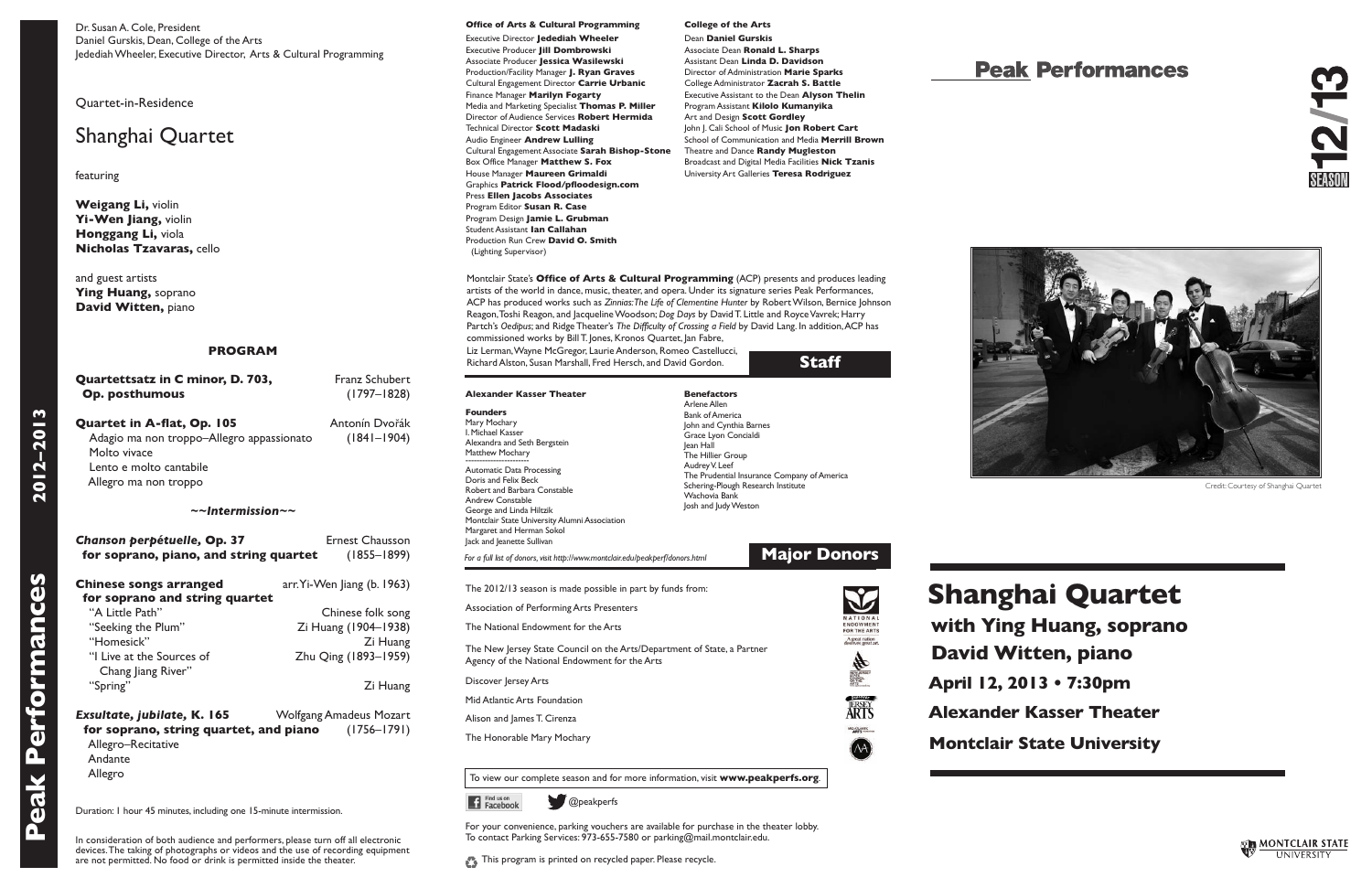Dr. Susan A. Cole, President
Daniel Gurskis, Dean, College of the Arts
Jedediah Wheeler, Executive Director, Arts & Cultural Programming

Quartet-in-Residence

# Shanghai Quartet

featuring

**Weigang Li,** violin
**Yi-Wen Jiang,** violin
**Honggang Li,** viola
**Nicholas Tzavaras,** cello

and guest artists
**Ying Huang,** soprano
**David Witten,** piano

## PROGRAM

**Quartettsatz in C minor, D. 703, Op. posthumous** — Franz Schubert (1797–1828)

**Quartet in A-flat, Op. 105** — Antonín Dvořák (1841–1904)
Adagio ma non troppo–Allegro appassionato
Molto vivace
Lento e molto cantabile
Allegro ma non troppo

*~~Intermission~~*

***Chanson perpétuelle,* Op. 37 for soprano, piano, and string quartet** — Ernest Chausson (1855–1899)

**Chinese songs arranged for soprano and string quartet** — arr. Yi-Wen Jiang (b. 1963)
"A Little Path" — Chinese folk song
"Seeking the Plum" — Zi Huang (1904–1938)
"Homesick" — Zi Huang
"I Live at the Sources of Chang Jiang River" — Zhu Qing (1893–1959)
"Spring" — Zi Huang

***Exsultate, jubilate,* K. 165 for soprano, string quartet, and piano** — Wolfgang Amadeus Mozart (1756–1791)
Allegro–Recitative
Andante
Allegro

Duration: 1 hour 45 minutes, including one 15-minute intermission.

In consideration of both audience and performers, please turn off all electronic devices. The taking of photographs or videos and the use of recording equipment are not permitted. No food or drink is permitted inside the theater.

**Peak Performances 2012–2013**

## Staff

**Office of Arts & Cultural Programming**
Executive Director **Jedediah Wheeler**
Executive Producer **Jill Dombrowski**
Associate Producer **Jessica Wasilewski**
Production/Facility Manager **J. Ryan Graves**
Cultural Engagement Director **Carrie Urbanic**
Finance Manager **Marilyn Fogarty**
Media and Marketing Specialist **Thomas P. Miller**
Director of Audience Services **Robert Hermida**
Technical Director **Scott Madaski**
Audio Engineer **Andrew Lulling**
Cultural Engagement Associate **Sarah Bishop-Stone**
Box Office Manager **Matthew S. Fox**
House Manager **Maureen Grimaldi**
Graphics **Patrick Flood/pfloodesign.com**
Press **Ellen Jacobs Associates**
Program Editor **Susan R. Case**
Program Design **Jamie L. Grubman**
Student Assistant **Ian Callahan**
Production Run Crew **David O. Smith** (Lighting Supervisor)

**College of the Arts**
Dean **Daniel Gurskis**
Associate Dean **Ronald L. Sharps**
Assistant Dean **Linda D. Davidson**
Director of Administration **Marie Sparks**
College Administrator **Zacrah S. Battle**
Executive Assistant to the Dean **Alyson Thelin**
Program Assistant **Kilolo Kumanyika**
Art and Design **Scott Gordley**
John J. Cali School of Music **Jon Robert Cart**
School of Communication and Media **Merrill Brown**
Theatre and Dance **Randy Mugleston**
Broadcast and Digital Media Facilities **Nick Tzanis**
University Art Galleries **Teresa Rodriguez**

Montclair State's **Office of Arts & Cultural Programming** (ACP) presents and produces leading artists of the world in dance, music, theater, and opera. Under its signature series Peak Performances, ACP has produced works such as *Zinnias: The Life of Clementine Hunter* by Robert Wilson, Bernice Johnson Reagon, Toshi Reagon, and Jacqueline Woodson; *Dog Days* by David T. Little and Royce Vavrek; Harry Partch's *Oedipus*; and Ridge Theater's *The Difficulty of Crossing a Field* by David Lang. In addition, ACP has commissioned works by Bill T. Jones, Kronos Quartet, Jan Fabre, Liz Lerman, Wayne McGregor, Laurie Anderson, Romeo Castellucci, Richard Alston, Susan Marshall, Fred Hersch, and David Gordon.

## Major Donors

**Alexander Kasser Theater**

**Founders**
Mary Mochary
I. Michael Kasser
Alexandra and Seth Bergstein
Matthew Mochary

Automatic Data Processing
Doris and Felix Beck
Robert and Barbara Constable
Andrew Constable
George and Linda Hiltzik
Montclair State University Alumni Association
Margaret and Herman Sokol
Jack and Jeanette Sullivan

**Benefactors**
Arlene Allen
Bank of America
John and Cynthia Barnes
Grace Lyon Concialdi
Jean Hall
The Hillier Group
Audrey V. Leef
The Prudential Insurance Company of America
Schering-Plough Research Institute
Wachovia Bank
Josh and Judy Weston

*For a full list of donors, visit http://www.montclair.edu/peakperf/donors.html*

The 2012/13 season is made possible in part by funds from:

Association of Performing Arts Presenters

The National Endowment for the Arts

The New Jersey State Council on the Arts/Department of State, a Partner Agency of the National Endowment for the Arts

Discover Jersey Arts

Mid Atlantic Arts Foundation

Alison and James T. Cirenza

The Honorable Mary Mochary

To view our complete season and for more information, visit **www.peakperfs.org**.

Find us on Facebook — @peakperfs

For your convenience, parking vouchers are available for purchase in the theater lobby. To contact Parking Services: 973-655-7580 or parking@mail.montclair.edu.

This program is printed on recycled paper. Please recycle.

# Peak Performances

12/13 SEASON

Credit: Courtesy of Shanghai Quartet

# Shanghai Quartet

## with Ying Huang, soprano
## David Witten, piano

**April 12, 2013 • 7:30pm**

**Alexander Kasser Theater**

**Montclair State University**

MONTCLAIR STATE UNIVERSITY